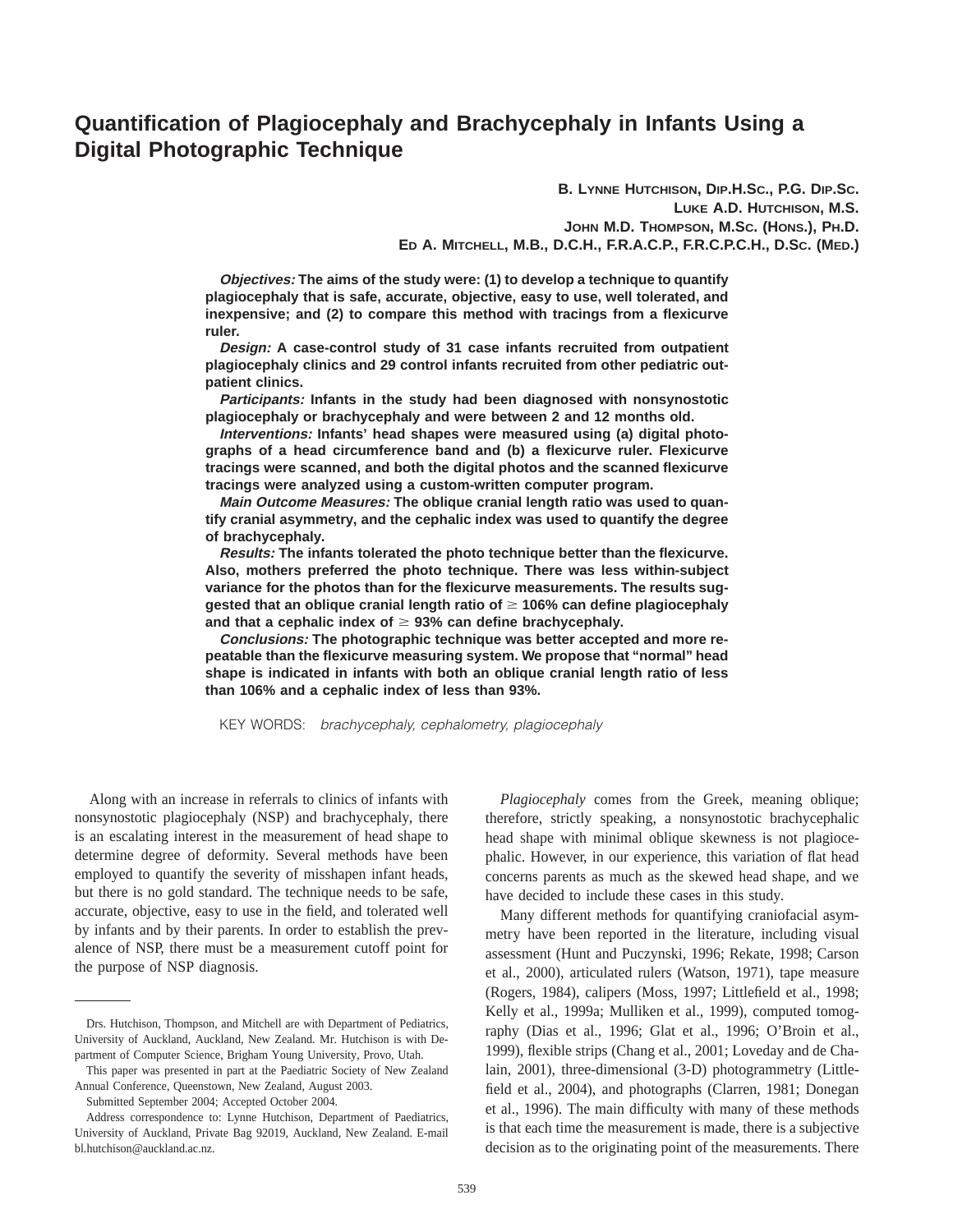# Quantification of Plagiocephaly and Brachycephaly in Infants Using a Digital Photographic Technique

**B. Lynne Hutchison, Dip.H.Sc., P.G. Dip.Sc.**
**Luke A.D. Hutchison, M.S.**
**John M.D. Thompson, M.Sc. (Hons.), Ph.D.**
**Ed A. Mitchell, M.B., D.C.H., F.R.A.C.P., F.R.C.P.C.H., D.Sc. (Med.)**

***Objectives:*** **The aims of the study were: (1) to develop a technique to quantify plagiocephaly that is safe, accurate, objective, easy to use, well tolerated, and inexpensive; and (2) to compare this method with tracings from a flexicurve ruler.**

***Design:*** **A case-control study of 31 case infants recruited from outpatient plagiocephaly clinics and 29 control infants recruited from other pediatric outpatient clinics.**

***Participants:*** **Infants in the study had been diagnosed with nonsynostotic plagiocephaly or brachycephaly and were between 2 and 12 months old.**

***Interventions:*** **Infants' head shapes were measured using (a) digital photographs of a head circumference band and (b) a flexicurve ruler. Flexicurve tracings were scanned, and both the digital photos and the scanned flexicurve tracings were analyzed using a custom-written computer program.**

***Main Outcome Measures:*** **The oblique cranial length ratio was used to quantify cranial asymmetry, and the cephalic index was used to quantify the degree of brachycephaly.**

***Results:*** **The infants tolerated the photo technique better than the flexicurve. Also, mothers preferred the photo technique. There was less within-subject variance for the photos than for the flexicurve measurements. The results suggested that an oblique cranial length ratio of $\geq$ 106% can define plagiocephaly and that a cephalic index of $\geq$ 93% can define brachycephaly.**

***Conclusions:*** **The photographic technique was better accepted and more repeatable than the flexicurve measuring system. We propose that "normal" head shape is indicated in infants with both an oblique cranial length ratio of less than 106% and a cephalic index of less than 93%.**

KEY WORDS: *brachycephaly, cephalometry, plagiocephaly*

Along with an increase in referrals to clinics of infants with nonsynostotic plagiocephaly (NSP) and brachycephaly, there is an escalating interest in the measurement of head shape to determine degree of deformity. Several methods have been employed to quantify the severity of misshapen infant heads, but there is no gold standard. The technique needs to be safe, accurate, objective, easy to use in the field, and tolerated well by infants and by their parents. In order to establish the prevalence of NSP, there must be a measurement cutoff point for the purpose of NSP diagnosis.

*Plagiocephaly* comes from the Greek, meaning oblique; therefore, strictly speaking, a nonsynostotic brachycephalic head shape with minimal oblique skewness is not plagiocephalic. However, in our experience, this variation of flat head concerns parents as much as the skewed head shape, and we have decided to include these cases in this study.

Many different methods for quantifying craniofacial asymmetry have been reported in the literature, including visual assessment (Hunt and Puczynski, 1996; Rekate, 1998; Carson et al., 2000), articulated rulers (Watson, 1971), tape measure (Rogers, 1984), calipers (Moss, 1997; Littlefield et al., 1998; Kelly et al., 1999a; Mulliken et al., 1999), computed tomography (Dias et al., 1996; Glat et al., 1996; O'Broin et al., 1999), flexible strips (Chang et al., 2001; Loveday and de Chalain, 2001), three-dimensional (3-D) photogrammetry (Littlefield et al., 2004), and photographs (Clarren, 1981; Donegan et al., 1996). The main difficulty with many of these methods is that each time the measurement is made, there is a subjective decision as to the originating point of the measurements. There

---

Drs. Hutchison, Thompson, and Mitchell are with Department of Pediatrics, University of Auckland, Auckland, New Zealand. Mr. Hutchison is with Department of Computer Science, Brigham Young University, Provo, Utah.

This paper was presented in part at the Paediatric Society of New Zealand Annual Conference, Queenstown, New Zealand, August 2003.

Submitted September 2004; Accepted October 2004.

Address correspondence to: Lynne Hutchison, Department of Paediatrics, University of Auckland, Private Bag 92019, Auckland, New Zealand. E-mail bl.hutchison@auckland.ac.nz.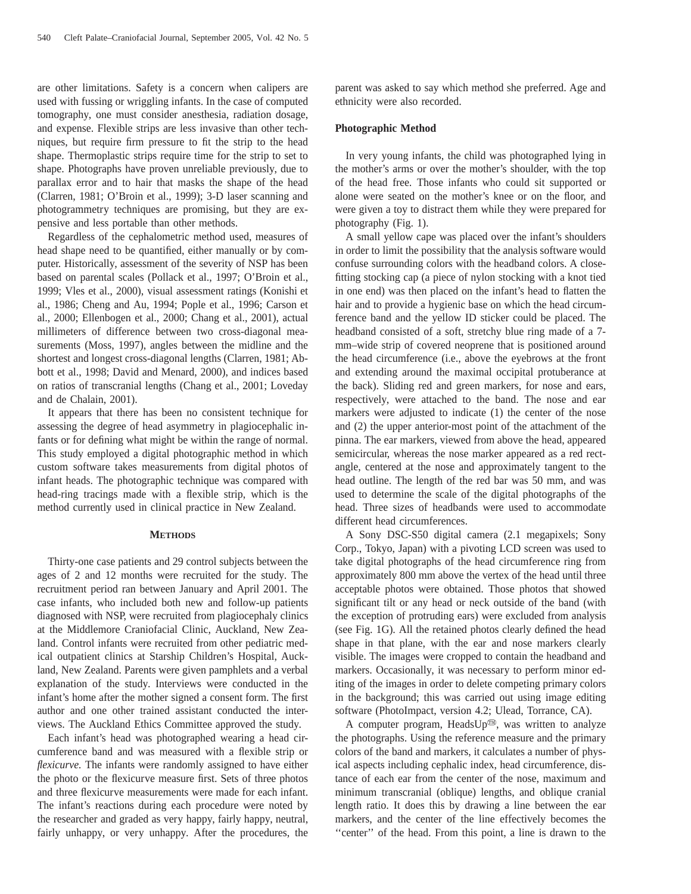are other limitations. Safety is a concern when calipers are used with fussing or wriggling infants. In the case of computed tomography, one must consider anesthesia, radiation dosage, and expense. Flexible strips are less invasive than other techniques, but require firm pressure to fit the strip to the head shape. Thermoplastic strips require time for the strip to set to shape. Photographs have proven unreliable previously, due to parallax error and to hair that masks the shape of the head (Clarren, 1981; O'Broin et al., 1999); 3-D laser scanning and photogrammetry techniques are promising, but they are expensive and less portable than other methods.

Regardless of the cephalometric method used, measures of head shape need to be quantified, either manually or by computer. Historically, assessment of the severity of NSP has been based on parental scales (Pollack et al., 1997; O'Broin et al., 1999; Vles et al., 2000), visual assessment ratings (Konishi et al., 1986; Cheng and Au, 1994; Pople et al., 1996; Carson et al., 2000; Ellenbogen et al., 2000; Chang et al., 2001), actual millimeters of difference between two cross-diagonal measurements (Moss, 1997), angles between the midline and the shortest and longest cross-diagonal lengths (Clarren, 1981; Abbott et al., 1998; David and Menard, 2000), and indices based on ratios of transcranial lengths (Chang et al., 2001; Loveday and de Chalain, 2001).

It appears that there has been no consistent technique for assessing the degree of head asymmetry in plagiocephalic infants or for defining what might be within the range of normal. This study employed a digital photographic method in which custom software takes measurements from digital photos of infant heads. The photographic technique was compared with head-ring tracings made with a flexible strip, which is the method currently used in clinical practice in New Zealand.

## Methods

Thirty-one case patients and 29 control subjects between the ages of 2 and 12 months were recruited for the study. The recruitment period ran between January and April 2001. The case infants, who included both new and follow-up patients diagnosed with NSP, were recruited from plagiocephaly clinics at the Middlemore Craniofacial Clinic, Auckland, New Zealand. Control infants were recruited from other pediatric medical outpatient clinics at Starship Children's Hospital, Auckland, New Zealand. Parents were given pamphlets and a verbal explanation of the study. Interviews were conducted in the infant's home after the mother signed a consent form. The first author and one other trained assistant conducted the interviews. The Auckland Ethics Committee approved the study.

Each infant's head was photographed wearing a head circumference band and was measured with a flexible strip or *flexicurve.* The infants were randomly assigned to have either the photo or the flexicurve measure first. Sets of three photos and three flexicurve measurements were made for each infant. The infant's reactions during each procedure were noted by the researcher and graded as very happy, fairly happy, neutral, fairly unhappy, or very unhappy. After the procedures, the parent was asked to say which method she preferred. Age and ethnicity were also recorded.

### Photographic Method

In very young infants, the child was photographed lying in the mother's arms or over the mother's shoulder, with the top of the head free. Those infants who could sit supported or alone were seated on the mother's knee or on the floor, and were given a toy to distract them while they were prepared for photography (Fig. 1).

A small yellow cape was placed over the infant's shoulders in order to limit the possibility that the analysis software would confuse surrounding colors with the headband colors. A close-fitting stocking cap (a piece of nylon stocking with a knot tied in one end) was then placed on the infant's head to flatten the hair and to provide a hygienic base on which the head circumference band and the yellow ID sticker could be placed. The headband consisted of a soft, stretchy blue ring made of a 7-mm–wide strip of covered neoprene that is positioned around the head circumference (i.e., above the eyebrows at the front and extending around the maximal occipital protuberance at the back). Sliding red and green markers, for nose and ears, respectively, were attached to the band. The nose and ear markers were adjusted to indicate (1) the center of the nose and (2) the upper anterior-most point of the attachment of the pinna. The ear markers, viewed from above the head, appeared semicircular, whereas the nose marker appeared as a red rectangle, centered at the nose and approximately tangent to the head outline. The length of the red bar was 50 mm, and was used to determine the scale of the digital photographs of the head. Three sizes of headbands were used to accommodate different head circumferences.

A Sony DSC-S50 digital camera (2.1 megapixels; Sony Corp., Tokyo, Japan) with a pivoting LCD screen was used to take digital photographs of the head circumference ring from approximately 800 mm above the vertex of the head until three acceptable photos were obtained. Those photos that showed significant tilt or any head or neck outside of the band (with the exception of protruding ears) were excluded from analysis (see Fig. 1G). All the retained photos clearly defined the head shape in that plane, with the ear and nose markers clearly visible. The images were cropped to contain the headband and markers. Occasionally, it was necessary to perform minor editing of the images in order to delete competing primary colors in the background; this was carried out using image editing software (PhotoImpact, version 4.2; Ulead, Torrance, CA).

A computer program, HeadsUp™, was written to analyze the photographs. Using the reference measure and the primary colors of the band and markers, it calculates a number of physical aspects including cephalic index, head circumference, distance of each ear from the center of the nose, maximum and minimum transcranial (oblique) lengths, and oblique cranial length ratio. It does this by drawing a line between the ear markers, and the center of the line effectively becomes the ''center'' of the head. From this point, a line is drawn to the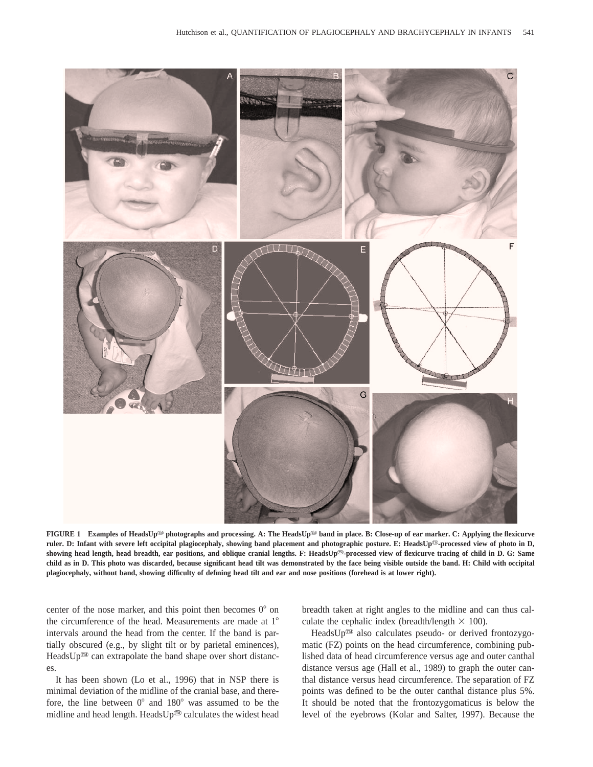**FIGURE 1 Examples of HeadsUp™ photographs and processing. A: The HeadsUp™ band in place. B: Close-up of ear marker. C: Applying the flexicurve ruler. D: Infant with severe left occipital plagiocephaly, showing band placement and photographic posture. E: HeadsUp™-processed view of photo in D, showing head length, head breadth, ear positions, and oblique cranial lengths. F: HeadsUp™-processed view of flexicurve tracing of child in D. G: Same child as in D. This photo was discarded, because significant head tilt was demonstrated by the face being visible outside the band. H: Child with occipital plagiocephaly, without band, showing difficulty of defining head tilt and ear and nose positions (forehead is at lower right).**

center of the nose marker, and this point then becomes 0° on the circumference of the head. Measurements are made at 1° intervals around the head from the center. If the band is partially obscured (e.g., by slight tilt or by parietal eminences), HeadsUp™ can extrapolate the band shape over short distances.

It has been shown (Lo et al., 1996) that in NSP there is minimal deviation of the midline of the cranial base, and therefore, the line between 0° and 180° was assumed to be the midline and head length. HeadsUp™ calculates the widest head breadth taken at right angles to the midline and can thus calculate the cephalic index (breadth/length × 100).

HeadsUp™ also calculates pseudo- or derived frontozygomatic (FZ) points on the head circumference, combining published data of head circumference versus age and outer canthal distance versus age (Hall et al., 1989) to graph the outer canthal distance versus head circumference. The separation of FZ points was defined to be the outer canthal distance plus 5%. It should be noted that the frontozygomaticus is below the level of the eyebrows (Kolar and Salter, 1997). Because the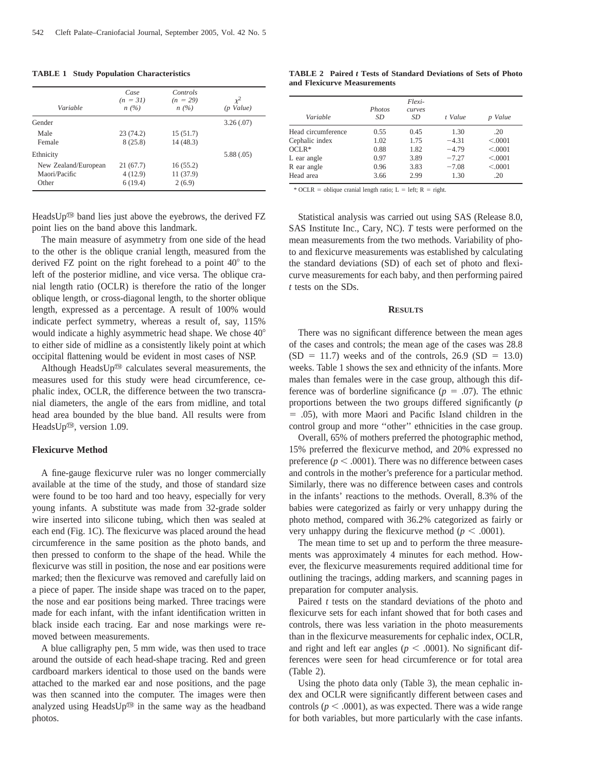**TABLE 1 Study Population Characteristics**

| Variable | Case ($n$ = 31) $n$ (%) | Controls ($n$ = 29) $n$ (%) | $\chi^2$ ($p$ Value) |
|---|---|---|---|
| Gender | | | 3.26 (.07) |
| Male | 23 (74.2) | 15 (51.7) | |
| Female | 8 (25.8) | 14 (48.3) | |
| Ethnicity | | | 5.88 (.05) |
| New Zealand/European | 21 (67.7) | 16 (55.2) | |
| Maori/Pacific | 4 (12.9) | 11 (37.9) | |
| Other | 6 (19.4) | 2 (6.9) | |

HeadsUp™ band lies just above the eyebrows, the derived FZ point lies on the band above this landmark.

The main measure of asymmetry from one side of the head to the other is the oblique cranial length, measured from the derived FZ point on the right forehead to a point 40° to the left of the posterior midline, and vice versa. The oblique cranial length ratio (OCLR) is therefore the ratio of the longer oblique length, or cross-diagonal length, to the shorter oblique length, expressed as a percentage. A result of 100% would indicate perfect symmetry, whereas a result of, say, 115% would indicate a highly asymmetric head shape. We chose 40° to either side of midline as a consistently likely point at which occipital flattening would be evident in most cases of NSP.

Although HeadsUp™ calculates several measurements, the measures used for this study were head circumference, cephalic index, OCLR, the difference between the two transcranial diameters, the angle of the ears from midline, and total head area bounded by the blue band. All results were from HeadsUp™, version 1.09.

### Flexicurve Method

A fine-gauge flexicurve ruler was no longer commercially available at the time of the study, and those of standard size were found to be too hard and too heavy, especially for very young infants. A substitute was made from 32-grade solder wire inserted into silicone tubing, which then was sealed at each end (Fig. 1C). The flexicurve was placed around the head circumference in the same position as the photo bands, and then pressed to conform to the shape of the head. While the flexicurve was still in position, the nose and ear positions were marked; then the flexicurve was removed and carefully laid on a piece of paper. The inside shape was traced on to the paper, the nose and ear positions being marked. Three tracings were made for each infant, with the infant identification written in black inside each tracing. Ear and nose markings were removed between measurements.

A blue calligraphy pen, 5 mm wide, was then used to trace around the outside of each head-shape tracing. Red and green cardboard markers identical to those used on the bands were attached to the marked ear and nose positions, and the page was then scanned into the computer. The images were then analyzed using HeadsUp™ in the same way as the headband photos.

**TABLE 2 Paired *t* Tests of Standard Deviations of Sets of Photo and Flexicurve Measurements**

| Variable | Photos SD | Flexi-curves SD | $t$ Value | $p$ Value |
|---|---|---|---|---|
| Head circumference | 0.55 | 0.45 | 1.30 | .20 |
| Cephalic index | 1.02 | 1.75 | −4.31 | <.0001 |
| OCLR* | 0.88 | 1.82 | −4.79 | <.0001 |
| L ear angle | 0.97 | 3.89 | −7.27 | <.0001 |
| R ear angle | 0.96 | 3.83 | −7.08 | <.0001 |
| Head area | 3.66 | 2.99 | 1.30 | .20 |

* OCLR = oblique cranial length ratio; L = left; R = right.

Statistical analysis was carried out using SAS (Release 8.0, SAS Institute Inc., Cary, NC). *T* tests were performed on the mean measurements from the two methods. Variability of photo and flexicurve measurements was established by calculating the standard deviations (SD) of each set of photo and flexicurve measurements for each baby, and then performing paired *t* tests on the SDs.

## Results

There was no significant difference between the mean ages of the cases and controls; the mean age of the cases was 28.8 (SD = 11.7) weeks and of the controls, 26.9 (SD = 13.0) weeks. Table 1 shows the sex and ethnicity of the infants. More males than females were in the case group, although this difference was of borderline significance ($p$ = .07). The ethnic proportions between the two groups differed significantly ($p$ = .05), with more Maori and Pacific Island children in the control group and more ''other'' ethnicities in the case group.

Overall, 65% of mothers preferred the photographic method, 15% preferred the flexicurve method, and 20% expressed no preference ($p < .0001$). There was no difference between cases and controls in the mother's preference for a particular method. Similarly, there was no difference between cases and controls in the infants' reactions to the methods. Overall, 8.3% of the babies were categorized as fairly or very unhappy during the photo method, compared with 36.2% categorized as fairly or very unhappy during the flexicurve method ($p < .0001$).

The mean time to set up and to perform the three measurements was approximately 4 minutes for each method. However, the flexicurve measurements required additional time for outlining the tracings, adding markers, and scanning pages in preparation for computer analysis.

Paired *t* tests on the standard deviations of the photo and flexicurve sets for each infant showed that for both cases and controls, there was less variation in the photo measurements than in the flexicurve measurements for cephalic index, OCLR, and right and left ear angles ($p < .0001$). No significant differences were seen for head circumference or for total area (Table 2).

Using the photo data only (Table 3), the mean cephalic index and OCLR were significantly different between cases and controls ($p < .0001$), as was expected. There was a wide range for both variables, but more particularly with the case infants.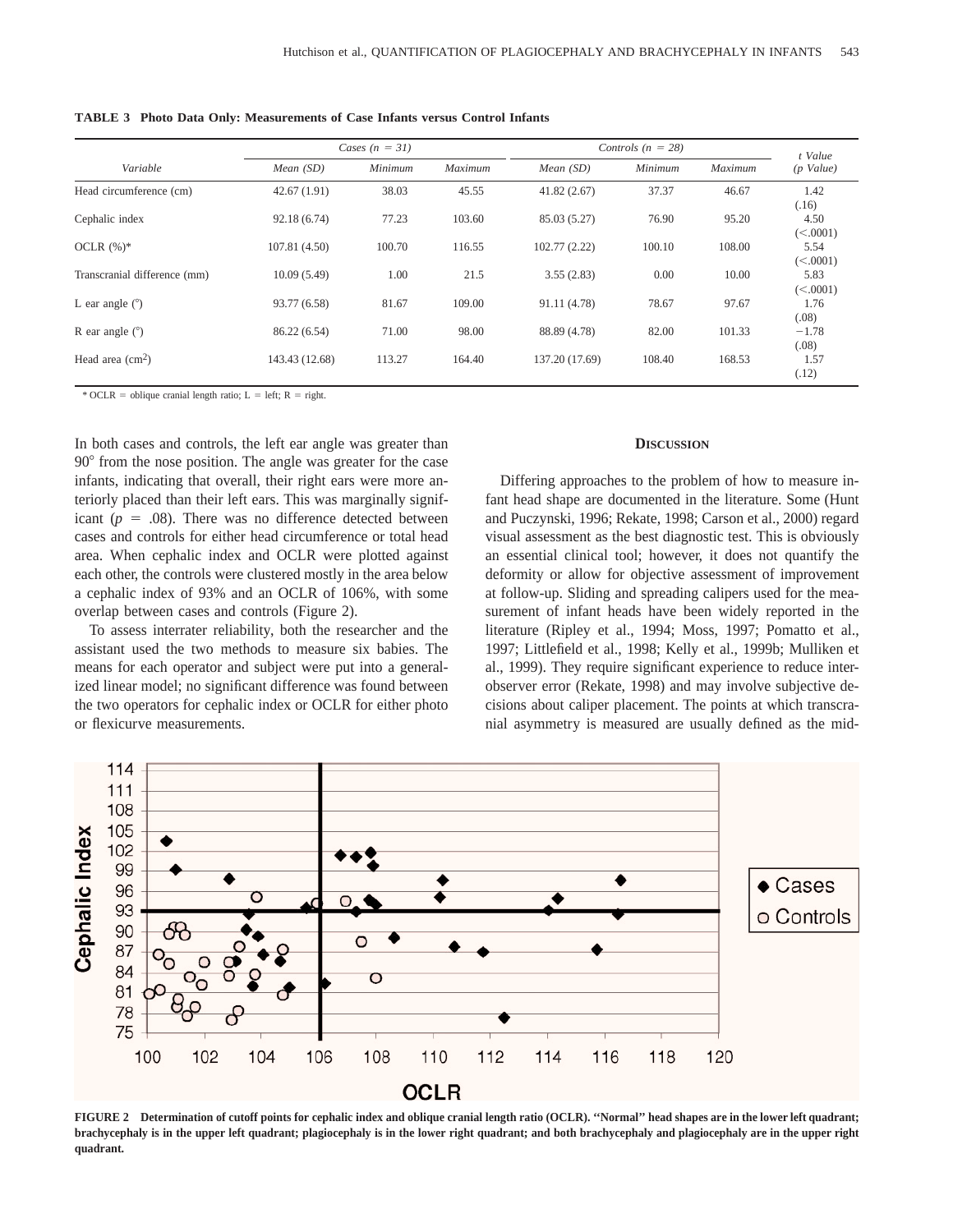**TABLE 3 Photo Data Only: Measurements of Case Infants versus Control Infants**

| Variable | Cases (n = 31) | | | Controls (n = 28) | | | t Value (p Value) |
|---|---|---|---|---|---|---|---|
| | Mean (SD) | Minimum | Maximum | Mean (SD) | Minimum | Maximum | |
| Head circumference (cm) | 42.67 (1.91) | 38.03 | 45.55 | 41.82 (2.67) | 37.37 | 46.67 | 1.42 (.16) |
| Cephalic index | 92.18 (6.74) | 77.23 | 103.60 | 85.03 (5.27) | 76.90 | 95.20 | 4.50 (<.0001) |
| OCLR (%)* | 107.81 (4.50) | 100.70 | 116.55 | 102.77 (2.22) | 100.10 | 108.00 | 5.54 (<.0001) |
| Transcranial difference (mm) | 10.09 (5.49) | 1.00 | 21.5 | 3.55 (2.83) | 0.00 | 10.00 | 5.83 (<.0001) |
| L ear angle (°) | 93.77 (6.58) | 81.67 | 109.00 | 91.11 (4.78) | 78.67 | 97.67 | 1.76 (.08) |
| R ear angle (°) | 86.22 (6.54) | 71.00 | 98.00 | 88.89 (4.78) | 82.00 | 101.33 | −1.78 (.08) |
| Head area ($cm^2$) | 143.43 (12.68) | 113.27 | 164.40 | 137.20 (17.69) | 108.40 | 168.53 | 1.57 (.12) |

\* OCLR = oblique cranial length ratio; L = left; R = right.

In both cases and controls, the left ear angle was greater than 90° from the nose position. The angle was greater for the case infants, indicating that overall, their right ears were more anteriorly placed than their left ears. This was marginally significant ($p = .08$). There was no difference detected between cases and controls for either head circumference or total head area. When cephalic index and OCLR were plotted against each other, the controls were clustered mostly in the area below a cephalic index of 93% and an OCLR of 106%, with some overlap between cases and controls (Figure 2).

To assess interrater reliability, both the researcher and the assistant used the two methods to measure six babies. The means for each operator and subject were put into a generalized linear model; no significant difference was found between the two operators for cephalic index or OCLR for either photo or flexicurve measurements.

## Discussion

Differing approaches to the problem of how to measure infant head shape are documented in the literature. Some (Hunt and Puczynski, 1996; Rekate, 1998; Carson et al., 2000) regard visual assessment as the best diagnostic test. This is obviously an essential clinical tool; however, it does not quantify the deformity or allow for objective assessment of improvement at follow-up. Sliding and spreading calipers used for the measurement of infant heads have been widely reported in the literature (Ripley et al., 1994; Moss, 1997; Pomatto et al., 1997; Littlefield et al., 1998; Kelly et al., 1999b; Mulliken et al., 1999). They require significant experience to reduce interobserver error (Rekate, 1998) and may involve subjective decisions about caliper placement. The points at which transcranial asymmetry is measured are usually defined as the mid-

**FIGURE 2** Determination of cutoff points for cephalic index and oblique cranial length ratio (OCLR). "Normal" head shapes are in the lower left quadrant; brachycephaly is in the upper left quadrant; plagiocephaly is in the lower right quadrant; and both brachycephaly and plagiocephaly are in the upper right quadrant.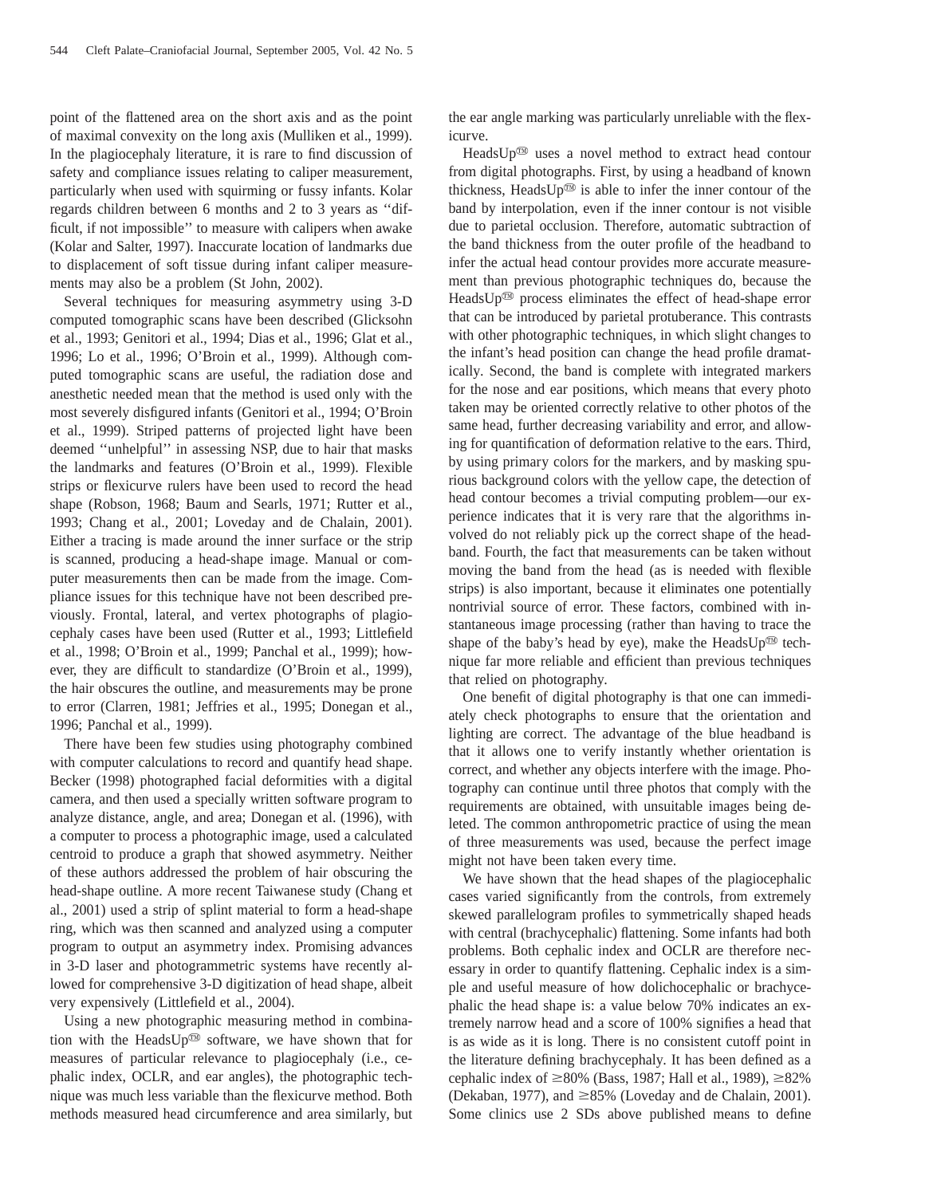point of the flattened area on the short axis and as the point of maximal convexity on the long axis (Mulliken et al., 1999). In the plagiocephaly literature, it is rare to find discussion of safety and compliance issues relating to caliper measurement, particularly when used with squirming or fussy infants. Kolar regards children between 6 months and 2 to 3 years as ''difficult, if not impossible'' to measure with calipers when awake (Kolar and Salter, 1997). Inaccurate location of landmarks due to displacement of soft tissue during infant caliper measurements may also be a problem (St John, 2002).

Several techniques for measuring asymmetry using 3-D computed tomographic scans have been described (Glicksohn et al., 1993; Genitori et al., 1994; Dias et al., 1996; Glat et al., 1996; Lo et al., 1996; O'Broin et al., 1999). Although computed tomographic scans are useful, the radiation dose and anesthetic needed mean that the method is used only with the most severely disfigured infants (Genitori et al., 1994; O'Broin et al., 1999). Striped patterns of projected light have been deemed ''unhelpful'' in assessing NSP, due to hair that masks the landmarks and features (O'Broin et al., 1999). Flexible strips or flexicurve rulers have been used to record the head shape (Robson, 1968; Baum and Searls, 1971; Rutter et al., 1993; Chang et al., 2001; Loveday and de Chalain, 2001). Either a tracing is made around the inner surface or the strip is scanned, producing a head-shape image. Manual or computer measurements then can be made from the image. Compliance issues for this technique have not been described previously. Frontal, lateral, and vertex photographs of plagiocephaly cases have been used (Rutter et al., 1993; Littlefield et al., 1998; O'Broin et al., 1999; Panchal et al., 1999); however, they are difficult to standardize (O'Broin et al., 1999), the hair obscures the outline, and measurements may be prone to error (Clarren, 1981; Jeffries et al., 1995; Donegan et al., 1996; Panchal et al., 1999).

There have been few studies using photography combined with computer calculations to record and quantify head shape. Becker (1998) photographed facial deformities with a digital camera, and then used a specially written software program to analyze distance, angle, and area; Donegan et al. (1996), with a computer to process a photographic image, used a calculated centroid to produce a graph that showed asymmetry. Neither of these authors addressed the problem of hair obscuring the head-shape outline. A more recent Taiwanese study (Chang et al., 2001) used a strip of splint material to form a head-shape ring, which was then scanned and analyzed using a computer program to output an asymmetry index. Promising advances in 3-D laser and photogrammetric systems have recently allowed for comprehensive 3-D digitization of head shape, albeit very expensively (Littlefield et al., 2004).

Using a new photographic measuring method in combination with the HeadsUp™ software, we have shown that for measures of particular relevance to plagiocephaly (i.e., cephalic index, OCLR, and ear angles), the photographic technique was much less variable than the flexicurve method. Both methods measured head circumference and area similarly, but the ear angle marking was particularly unreliable with the flexicurve.

HeadsUp™ uses a novel method to extract head contour from digital photographs. First, by using a headband of known thickness, HeadsUp™ is able to infer the inner contour of the band by interpolation, even if the inner contour is not visible due to parietal occlusion. Therefore, automatic subtraction of the band thickness from the outer profile of the headband to infer the actual head contour provides more accurate measurement than previous photographic techniques do, because the HeadsUp™ process eliminates the effect of head-shape error that can be introduced by parietal protuberance. This contrasts with other photographic techniques, in which slight changes to the infant's head position can change the head profile dramatically. Second, the band is complete with integrated markers for the nose and ear positions, which means that every photo taken may be oriented correctly relative to other photos of the same head, further decreasing variability and error, and allowing for quantification of deformation relative to the ears. Third, by using primary colors for the markers, and by masking spurious background colors with the yellow cape, the detection of head contour becomes a trivial computing problem—our experience indicates that it is very rare that the algorithms involved do not reliably pick up the correct shape of the headband. Fourth, the fact that measurements can be taken without moving the band from the head (as is needed with flexible strips) is also important, because it eliminates one potentially nontrivial source of error. These factors, combined with instantaneous image processing (rather than having to trace the shape of the baby's head by eye), make the HeadsUp™ technique far more reliable and efficient than previous techniques that relied on photography.

One benefit of digital photography is that one can immediately check photographs to ensure that the orientation and lighting are correct. The advantage of the blue headband is that it allows one to verify instantly whether orientation is correct, and whether any objects interfere with the image. Photography can continue until three photos that comply with the requirements are obtained, with unsuitable images being deleted. The common anthropometric practice of using the mean of three measurements was used, because the perfect image might not have been taken every time.

We have shown that the head shapes of the plagiocephalic cases varied significantly from the controls, from extremely skewed parallelogram profiles to symmetrically shaped heads with central (brachycephalic) flattening. Some infants had both problems. Both cephalic index and OCLR are therefore necessary in order to quantify flattening. Cephalic index is a simple and useful measure of how dolichocephalic or brachycephalic the head shape is: a value below 70% indicates an extremely narrow head and a score of 100% signifies a head that is as wide as it is long. There is no consistent cutoff point in the literature defining brachycephaly. It has been defined as a cephalic index of ≥80% (Bass, 1987; Hall et al., 1989), ≥82% (Dekaban, 1977), and ≥85% (Loveday and de Chalain, 2001). Some clinics use 2 SDs above published means to define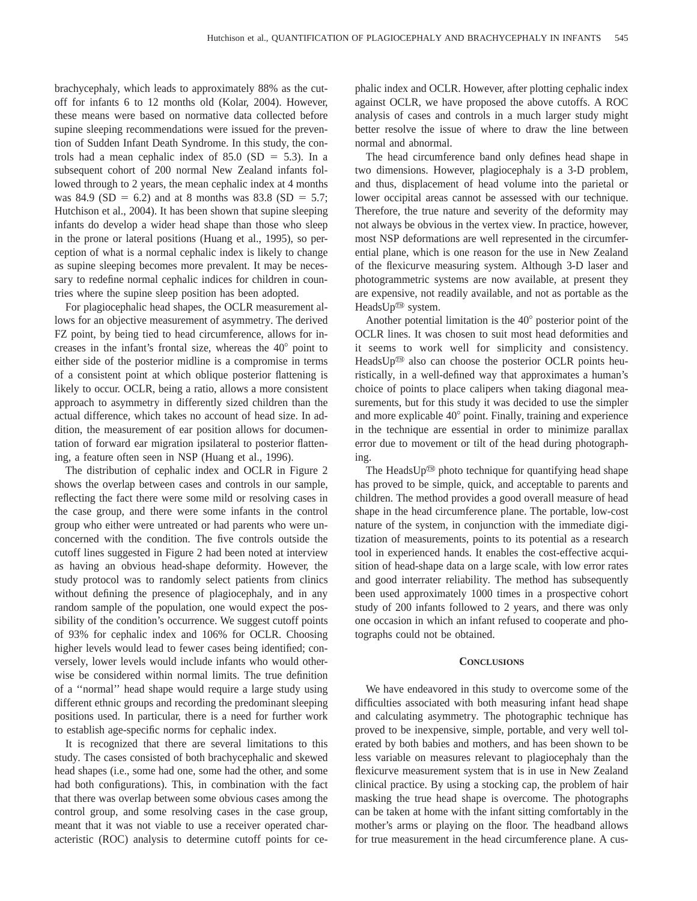brachycephaly, which leads to approximately 88% as the cutoff for infants 6 to 12 months old (Kolar, 2004). However, these means were based on normative data collected before supine sleeping recommendations were issued for the prevention of Sudden Infant Death Syndrome. In this study, the controls had a mean cephalic index of 85.0 (SD = 5.3). In a subsequent cohort of 200 normal New Zealand infants followed through to 2 years, the mean cephalic index at 4 months was 84.9 (SD = 6.2) and at 8 months was 83.8 (SD = 5.7; Hutchison et al., 2004). It has been shown that supine sleeping infants do develop a wider head shape than those who sleep in the prone or lateral positions (Huang et al., 1995), so perception of what is a normal cephalic index is likely to change as supine sleeping becomes more prevalent. It may be necessary to redefine normal cephalic indices for children in countries where the supine sleep position has been adopted.

For plagiocephalic head shapes, the OCLR measurement allows for an objective measurement of asymmetry. The derived FZ point, by being tied to head circumference, allows for increases in the infant's frontal size, whereas the 40° point to either side of the posterior midline is a compromise in terms of a consistent point at which oblique posterior flattening is likely to occur. OCLR, being a ratio, allows a more consistent approach to asymmetry in differently sized children than the actual difference, which takes no account of head size. In addition, the measurement of ear position allows for documentation of forward ear migration ipsilateral to posterior flattening, a feature often seen in NSP (Huang et al., 1996).

The distribution of cephalic index and OCLR in Figure 2 shows the overlap between cases and controls in our sample, reflecting the fact there were some mild or resolving cases in the case group, and there were some infants in the control group who either were untreated or had parents who were unconcerned with the condition. The five controls outside the cutoff lines suggested in Figure 2 had been noted at interview as having an obvious head-shape deformity. However, the study protocol was to randomly select patients from clinics without defining the presence of plagiocephaly, and in any random sample of the population, one would expect the possibility of the condition's occurrence. We suggest cutoff points of 93% for cephalic index and 106% for OCLR. Choosing higher levels would lead to fewer cases being identified; conversely, lower levels would include infants who would otherwise be considered within normal limits. The true definition of a ''normal'' head shape would require a large study using different ethnic groups and recording the predominant sleeping positions used. In particular, there is a need for further work to establish age-specific norms for cephalic index.

It is recognized that there are several limitations to this study. The cases consisted of both brachycephalic and skewed head shapes (i.e., some had one, some had the other, and some had both configurations). This, in combination with the fact that there was overlap between some obvious cases among the control group, and some resolving cases in the case group, meant that it was not viable to use a receiver operated characteristic (ROC) analysis to determine cutoff points for cephalic index and OCLR. However, after plotting cephalic index against OCLR, we have proposed the above cutoffs. A ROC analysis of cases and controls in a much larger study might better resolve the issue of where to draw the line between normal and abnormal.

The head circumference band only defines head shape in two dimensions. However, plagiocephaly is a 3-D problem, and thus, displacement of head volume into the parietal or lower occipital areas cannot be assessed with our technique. Therefore, the true nature and severity of the deformity may not always be obvious in the vertex view. In practice, however, most NSP deformations are well represented in the circumferential plane, which is one reason for the use in New Zealand of the flexicurve measuring system. Although 3-D laser and photogrammetric systems are now available, at present they are expensive, not readily available, and not as portable as the HeadsUp™ system.

Another potential limitation is the 40° posterior point of the OCLR lines. It was chosen to suit most head deformities and it seems to work well for simplicity and consistency. HeadsUp™ also can choose the posterior OCLR points heuristically, in a well-defined way that approximates a human's choice of points to place calipers when taking diagonal measurements, but for this study it was decided to use the simpler and more explicable 40° point. Finally, training and experience in the technique are essential in order to minimize parallax error due to movement or tilt of the head during photographing.

The HeadsUp™ photo technique for quantifying head shape has proved to be simple, quick, and acceptable to parents and children. The method provides a good overall measure of head shape in the head circumference plane. The portable, low-cost nature of the system, in conjunction with the immediate digitization of measurements, points to its potential as a research tool in experienced hands. It enables the cost-effective acquisition of head-shape data on a large scale, with low error rates and good interrater reliability. The method has subsequently been used approximately 1000 times in a prospective cohort study of 200 infants followed to 2 years, and there was only one occasion in which an infant refused to cooperate and photographs could not be obtained.

## Conclusions

We have endeavored in this study to overcome some of the difficulties associated with both measuring infant head shape and calculating asymmetry. The photographic technique has proved to be inexpensive, simple, portable, and very well tolerated by both babies and mothers, and has been shown to be less variable on measures relevant to plagiocephaly than the flexicurve measurement system that is in use in New Zealand clinical practice. By using a stocking cap, the problem of hair masking the true head shape is overcome. The photographs can be taken at home with the infant sitting comfortably in the mother's arms or playing on the floor. The headband allows for true measurement in the head circumference plane. A cus-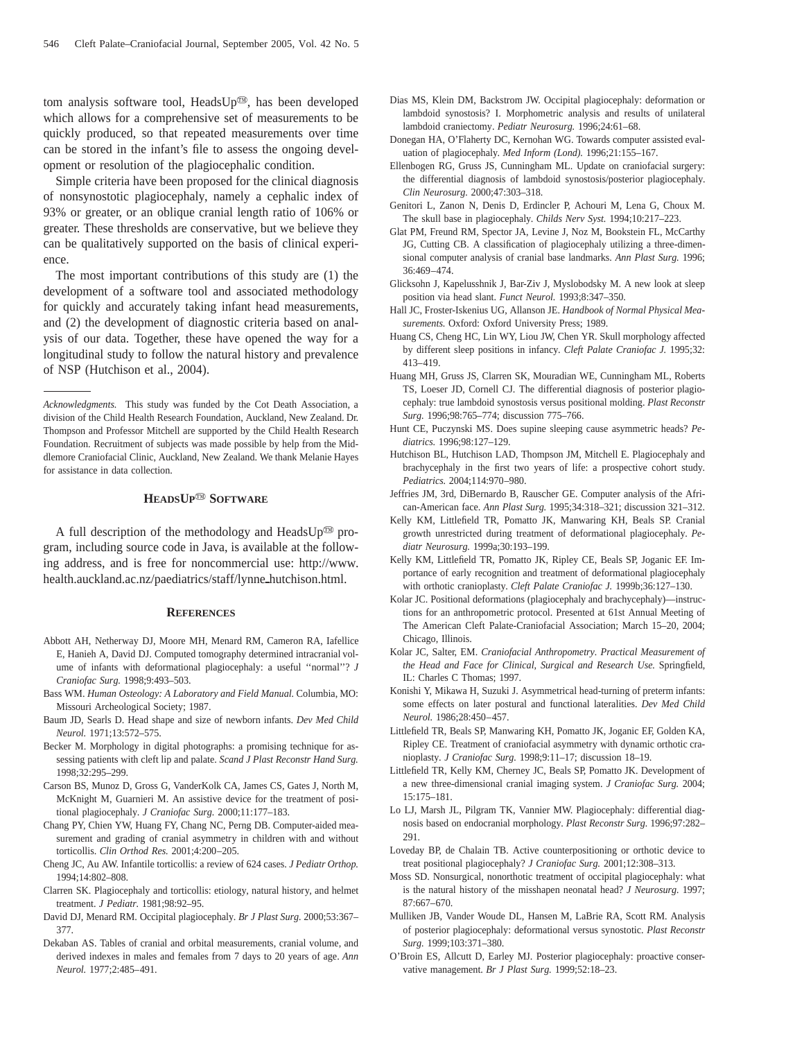tom analysis software tool, HeadsUp™, has been developed which allows for a comprehensive set of measurements to be quickly produced, so that repeated measurements over time can be stored in the infant's file to assess the ongoing development or resolution of the plagiocephalic condition.

Simple criteria have been proposed for the clinical diagnosis of nonsynostotic plagiocephaly, namely a cephalic index of 93% or greater, or an oblique cranial length ratio of 106% or greater. These thresholds are conservative, but we believe they can be qualitatively supported on the basis of clinical experience.

The most important contributions of this study are (1) the development of a software tool and associated methodology for quickly and accurately taking infant head measurements, and (2) the development of diagnostic criteria based on analysis of our data. Together, these have opened the way for a longitudinal study to follow the natural history and prevalence of NSP (Hutchison et al., 2004).

*Acknowledgments.* This study was funded by the Cot Death Association, a division of the Child Health Research Foundation, Auckland, New Zealand. Dr. Thompson and Professor Mitchell are supported by the Child Health Research Foundation. Recruitment of subjects was made possible by help from the Middlemore Craniofacial Clinic, Auckland, New Zealand. We thank Melanie Hayes for assistance in data collection.

## HeadsUp™ Software

A full description of the methodology and HeadsUp™ program, including source code in Java, is available at the following address, and is free for noncommercial use: http://www.health.auckland.ac.nz/paediatrics/staff/lynne_hutchison.html.

## References

Abbott AH, Netherway DJ, Moore MH, Menard RM, Cameron RA, Iafellice E, Hanieh A, David DJ. Computed tomography determined intracranial volume of infants with deformational plagiocephaly: a useful ''normal''? *J Craniofac Surg.* 1998;9:493–503.

Bass WM. *Human Osteology: A Laboratory and Field Manual.* Columbia, MO: Missouri Archeological Society; 1987.

Baum JD, Searls D. Head shape and size of newborn infants. *Dev Med Child Neurol.* 1971;13:572–575.

Becker M. Morphology in digital photographs: a promising technique for assessing patients with cleft lip and palate. *Scand J Plast Reconstr Hand Surg.* 1998;32:295–299.

Carson BS, Munoz D, Gross G, VanderKolk CA, James CS, Gates J, North M, McKnight M, Guarnieri M. An assistive device for the treatment of positional plagiocephaly. *J Craniofac Surg.* 2000;11:177–183.

Chang PY, Chien YW, Huang FY, Chang NC, Perng DB. Computer-aided measurement and grading of cranial asymmetry in children with and without torticollis. *Clin Orthod Res.* 2001;4:200–205.

Cheng JC, Au AW. Infantile torticollis: a review of 624 cases. *J Pediatr Orthop.* 1994;14:802–808.

Clarren SK. Plagiocephaly and torticollis: etiology, natural history, and helmet treatment. *J Pediatr.* 1981;98:92–95.

David DJ, Menard RM. Occipital plagiocephaly. *Br J Plast Surg.* 2000;53:367–377.

Dekaban AS. Tables of cranial and orbital measurements, cranial volume, and derived indexes in males and females from 7 days to 20 years of age. *Ann Neurol.* 1977;2:485–491.

Dias MS, Klein DM, Backstrom JW. Occipital plagiocephaly: deformation or lambdoid synostosis? I. Morphometric analysis and results of unilateral lambdoid craniectomy. *Pediatr Neurosurg.* 1996;24:61–68.

Donegan HA, O'Flaherty DC, Kernohan WG. Towards computer assisted evaluation of plagiocephaly. *Med Inform (Lond).* 1996;21:155–167.

Ellenbogen RG, Gruss JS, Cunningham ML. Update on craniofacial surgery: the differential diagnosis of lambdoid synostosis/posterior plagiocephaly. *Clin Neurosurg.* 2000;47:303–318.

Genitori L, Zanon N, Denis D, Erdincler P, Achouri M, Lena G, Choux M. The skull base in plagiocephaly. *Childs Nerv Syst.* 1994;10:217–223.

Glat PM, Freund RM, Spector JA, Levine J, Noz M, Bookstein FL, McCarthy JG, Cutting CB. A classification of plagiocephaly utilizing a three-dimensional computer analysis of cranial base landmarks. *Ann Plast Surg.* 1996; 36:469–474.

Glicksohn J, Kapelusshnik J, Bar-Ziv J, Myslobodsky M. A new look at sleep position via head slant. *Funct Neurol.* 1993;8:347–350.

Hall JC, Froster-Iskenius UG, Allanson JE. *Handbook of Normal Physical Measurements.* Oxford: Oxford University Press; 1989.

Huang CS, Cheng HC, Lin WY, Liou JW, Chen YR. Skull morphology affected by different sleep positions in infancy. *Cleft Palate Craniofac J.* 1995;32: 413–419.

Huang MH, Gruss JS, Clarren SK, Mouradian WE, Cunningham ML, Roberts TS, Loeser JD, Cornell CJ. The differential diagnosis of posterior plagiocephaly: true lambdoid synostosis versus positional molding. *Plast Reconstr Surg.* 1996;98:765–774; discussion 775–766.

Hunt CE, Puczynski MS. Does supine sleeping cause asymmetric heads? *Pediatrics.* 1996;98:127–129.

Hutchison BL, Hutchison LAD, Thompson JM, Mitchell E. Plagiocephaly and brachycephaly in the first two years of life: a prospective cohort study. *Pediatrics.* 2004;114:970–980.

Jeffries JM, 3rd, DiBernardo B, Rauscher GE. Computer analysis of the African-American face. *Ann Plast Surg.* 1995;34:318–321; discussion 321–312.

Kelly KM, Littlefield TR, Pomatto JK, Manwaring KH, Beals SP. Cranial growth unrestricted during treatment of deformational plagiocephaly. *Pediatr Neurosurg.* 1999a;30:193–199.

Kelly KM, Littlefield TR, Pomatto JK, Ripley CE, Beals SP, Joganic EF. Importance of early recognition and treatment of deformational plagiocephaly with orthotic cranioplasty. *Cleft Palate Craniofac J.* 1999b;36:127–130.

Kolar JC. Positional deformations (plagiocephaly and brachycephaly)—instructions for an anthropometric protocol. Presented at 61st Annual Meeting of The American Cleft Palate-Craniofacial Association; March 15–20, 2004; Chicago, Illinois.

Kolar JC, Salter, EM. *Craniofacial Anthropometry. Practical Measurement of the Head and Face for Clinical, Surgical and Research Use.* Springfield, IL: Charles C Thomas; 1997.

Konishi Y, Mikawa H, Suzuki J. Asymmetrical head-turning of preterm infants: some effects on later postural and functional lateralities. *Dev Med Child Neurol.* 1986;28:450–457.

Littlefield TR, Beals SP, Manwaring KH, Pomatto JK, Joganic EF, Golden KA, Ripley CE. Treatment of craniofacial asymmetry with dynamic orthotic cranioplasty. *J Craniofac Surg.* 1998;9:11–17; discussion 18–19.

Littlefield TR, Kelly KM, Cherney JC, Beals SP, Pomatto JK. Development of a new three-dimensional cranial imaging system. *J Craniofac Surg.* 2004; 15:175–181.

Lo LJ, Marsh JL, Pilgram TK, Vannier MW. Plagiocephaly: differential diagnosis based on endocranial morphology. *Plast Reconstr Surg.* 1996;97:282–291.

Loveday BP, de Chalain TB. Active counterpositioning or orthotic device to treat positional plagiocephaly? *J Craniofac Surg.* 2001;12:308–313.

Moss SD. Nonsurgical, nonorthotic treatment of occipital plagiocephaly: what is the natural history of the misshapen neonatal head? *J Neurosurg.* 1997; 87:667–670.

Mulliken JB, Vander Woude DL, Hansen M, LaBrie RA, Scott RM. Analysis of posterior plagiocephaly: deformational versus synostotic. *Plast Reconstr Surg.* 1999;103:371–380.

O'Broin ES, Allcutt D, Earley MJ. Posterior plagiocephaly: proactive conservative management. *Br J Plast Surg.* 1999;52:18–23.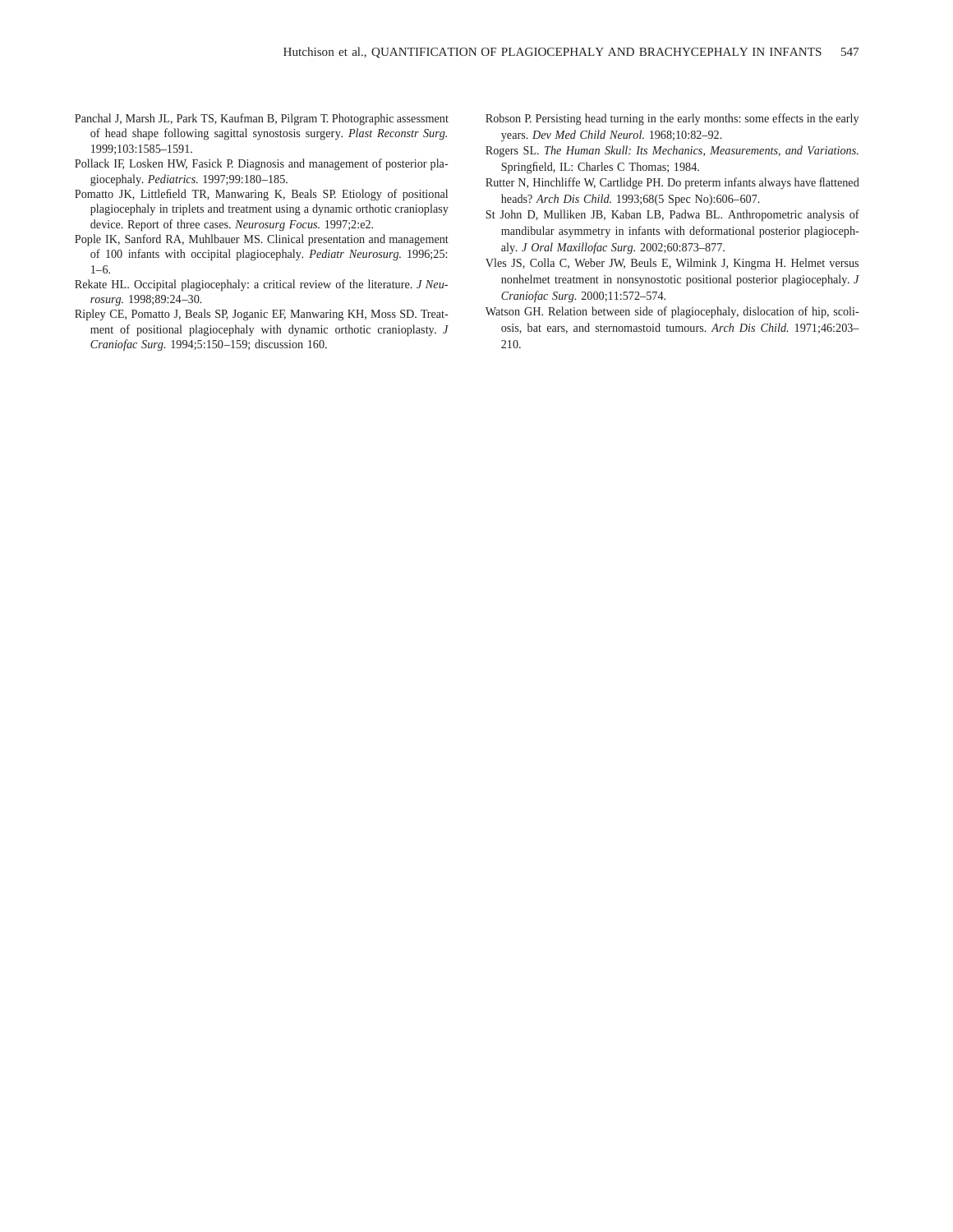Panchal J, Marsh JL, Park TS, Kaufman B, Pilgram T. Photographic assessment of head shape following sagittal synostosis surgery. *Plast Reconstr Surg.* 1999;103:1585–1591.

Pollack IF, Losken HW, Fasick P. Diagnosis and management of posterior plagiocephaly. *Pediatrics.* 1997;99:180–185.

Pomatto JK, Littlefield TR, Manwaring K, Beals SP. Etiology of positional plagiocephaly in triplets and treatment using a dynamic orthotic cranioplasy device. Report of three cases. *Neurosurg Focus.* 1997;2:e2.

Pople IK, Sanford RA, Muhlbauer MS. Clinical presentation and management of 100 infants with occipital plagiocephaly. *Pediatr Neurosurg.* 1996;25: 1–6.

Rekate HL. Occipital plagiocephaly: a critical review of the literature. *J Neurosurg.* 1998;89:24–30.

Ripley CE, Pomatto J, Beals SP, Joganic EF, Manwaring KH, Moss SD. Treatment of positional plagiocephaly with dynamic orthotic cranioplasty. *J Craniofac Surg.* 1994;5:150–159; discussion 160.

Robson P. Persisting head turning in the early months: some effects in the early years. *Dev Med Child Neurol.* 1968;10:82–92.

Rogers SL. *The Human Skull: Its Mechanics, Measurements, and Variations.* Springfield, IL: Charles C Thomas; 1984.

Rutter N, Hinchliffe W, Cartlidge PH. Do preterm infants always have flattened heads? *Arch Dis Child.* 1993;68(5 Spec No):606–607.

St John D, Mulliken JB, Kaban LB, Padwa BL. Anthropometric analysis of mandibular asymmetry in infants with deformational posterior plagiocephaly. *J Oral Maxillofac Surg.* 2002;60:873–877.

Vles JS, Colla C, Weber JW, Beuls E, Wilmink J, Kingma H. Helmet versus nonhelmet treatment in nonsynostotic positional posterior plagiocephaly. *J Craniofac Surg.* 2000;11:572–574.

Watson GH. Relation between side of plagiocephaly, dislocation of hip, scoliosis, bat ears, and sternomastoid tumours. *Arch Dis Child.* 1971;46:203–210.